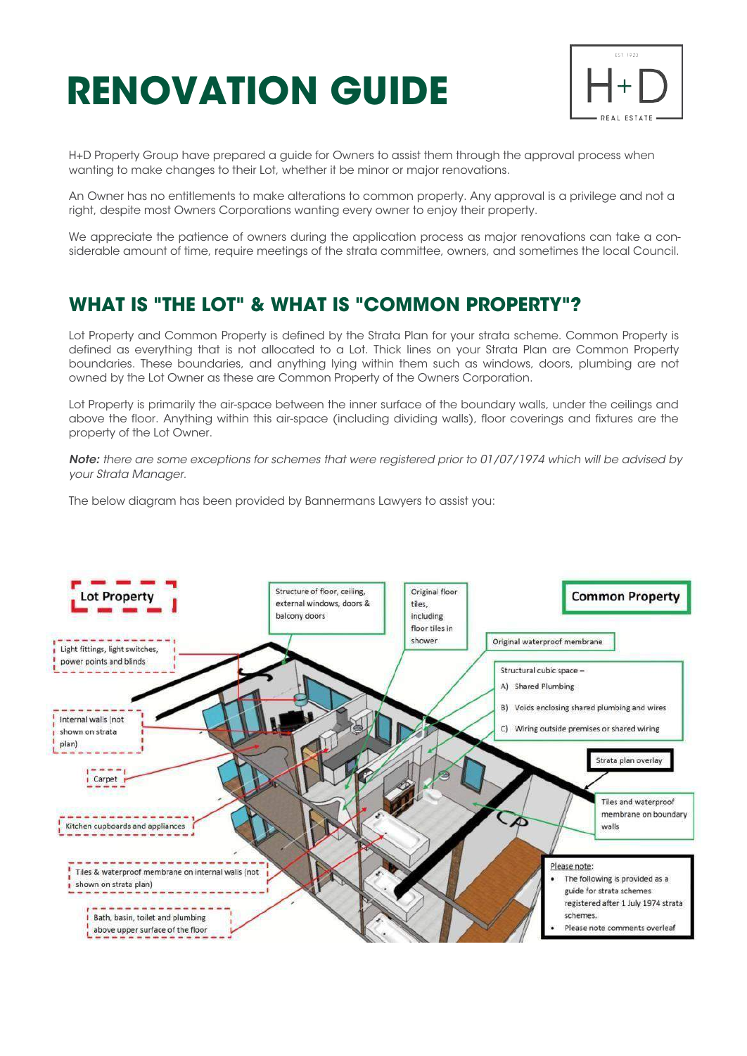# RENOVATION GUIDE

H+D Property Group have prepared a guide for Owners to assist them through the approval process when wanting to make changes to their Lot, whether it be minor or major renovations.

An Owner has no entitlements to make alterations to common property. Any approval is a privilege and not a right, despite most Owners Corporations wanting every owner to enjoy their property.

We appreciate the patience of owners during the application process as major renovations can take a considerable amount of time, require meetings of the strata committee, owners, and sometimes the local Council.

## WHAT IS "THE LOT" & WHAT IS "COMMON PROPERTY"?

Lot Property and Common Property is defined by the Strata Plan for your strata scheme. Common Property is defined as everything that is not allocated to a Lot. Thick lines on your Strata Plan are Common Property boundaries. These boundaries, and anything lying within them such as windows, doors, plumbing are not owned by the Lot Owner as these are Common Property of the Owners Corporation.

Lot Property is primarily the air-space between the inner surface of the boundary walls, under the ceilings and above the floor. Anything within this air-space (including dividing walls), floor coverings and fixtures are the property of the Lot Owner.

***Note:*** *there are some exceptions for schemes that were registered prior to 01/07/1974 which will be advised by your Strata Manager.*

The below diagram has been provided by Bannermans Lawyers to assist you:

**Lot Property**

- Light fittings, light switches, power points and blinds
- Internal walls (not shown on strata plan)
- Carpet
- Kitchen cupboards and appliances
- Tiles & waterproof membrane on internal walls (not shown on strata plan)
- Bath, basin, toilet and plumbing above upper surface of the floor

**Common Property**

- Structure of floor, ceiling, external windows, doors & balcony doors
- Original floor tiles, including floor tiles in shower
- Original waterproof membrane
- Structural cubic space –
  - A) Shared Plumbing
  - B) Voids enclosing shared plumbing and wires
  - C) Wiring outside premises or shared wiring
- Strata plan overlay
- Tiles and waterproof membrane on boundary walls

Please note:

- The following is provided as a guide for strata schemes registered after 1 July 1974 strata schemes.
- Please note comments overleaf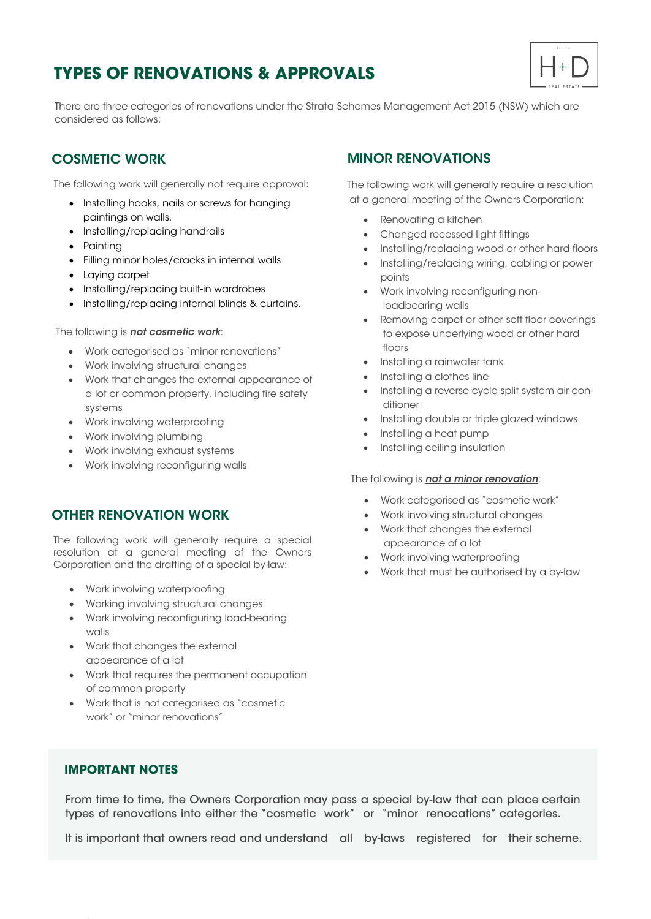# TYPES OF RENOVATIONS & APPROVALS

There are three categories of renovations under the Strata Schemes Management Act 2015 (NSW) which are considered as follows:

## COSMETIC WORK

The following work will generally not require approval:

- Installing hooks, nails or screws for hanging paintings on walls.
- Installing/replacing handrails
- Painting
- Filling minor holes/cracks in internal walls
- Laying carpet
- Installing/replacing built-in wardrobes
- Installing/replacing internal blinds & curtains.

The following is ***not cosmetic work***:

- Work categorised as "minor renovations"
- Work involving structural changes
- Work that changes the external appearance of a lot or common property, including fire safety systems
- Work involving waterproofing
- Work involving plumbing
- Work involving exhaust systems
- Work involving reconfiguring walls

## OTHER RENOVATION WORK

The following work will generally require a special resolution at a general meeting of the Owners Corporation and the drafting of a special by-law:

- Work involving waterproofing
- Working involving structural changes
- Work involving reconfiguring load-bearing walls
- Work that changes the external appearance of a lot
- Work that requires the permanent occupation of common property
- Work that is not categorised as "cosmetic work" or "minor renovations"

## MINOR RENOVATIONS

The following work will generally require a resolution at a general meeting of the Owners Corporation:

- Renovating a kitchen
- Changed recessed light fittings
- Installing/replacing wood or other hard floors
- Installing/replacing wiring, cabling or power points
- Work involving reconfiguring non-loadbearing walls
- Removing carpet or other soft floor coverings to expose underlying wood or other hard floors
- Installing a rainwater tank
- Installing a clothes line
- Installing a reverse cycle split system air-conditioner
- Installing double or triple glazed windows
- Installing a heat pump
- Installing ceiling insulation

The following is ***not a minor renovation***:

- Work categorised as "cosmetic work"
- Work involving structural changes
- Work that changes the external appearance of a lot
- Work involving waterproofing
- Work that must be authorised by a by-law

### IMPORTANT NOTES

From time to time, the Owners Corporation may pass a special by-law that can place certain types of renovations into either the "cosmetic work" or "minor renocations" categories.

It is important that owners read and understand all by-laws registered for their scheme.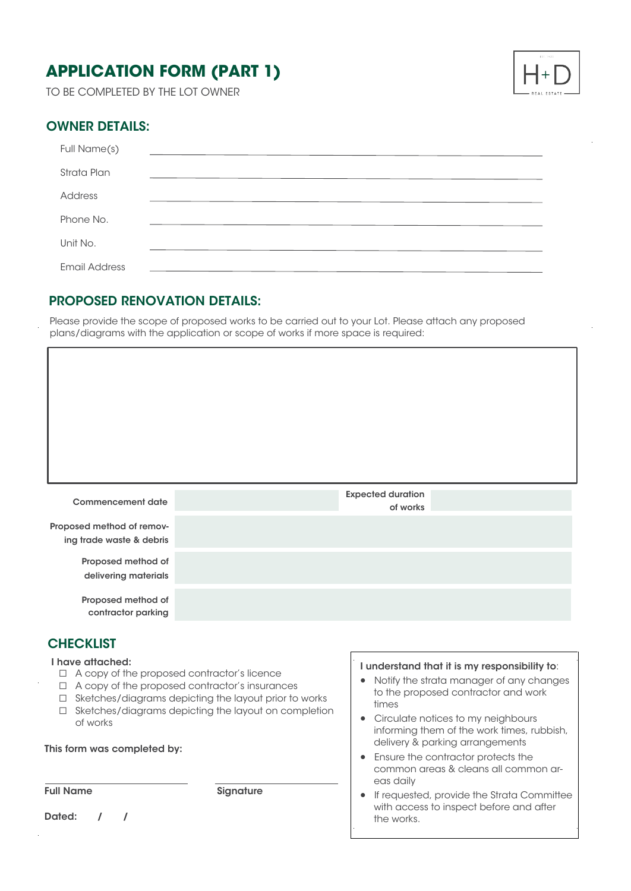# APPLICATION FORM (PART 1)

TO BE COMPLETED BY THE LOT OWNER

## OWNER DETAILS:

| | |
|---|---|
| Full Name(s) | |
| Strata Plan | |
| Address | |
| Phone No. | |
| Unit No. | |
| Email Address | |

## PROPOSED RENOVATION DETAILS:

Please provide the scope of proposed works to be carried out to your Lot. Please attach any proposed plans/diagrams with the application or scope of works if more space is required:

| | | | |
|---|---|---|---|
| **Commencement date** | | **Expected duration of works** | |
| **Proposed method of removing trade waste & debris** | | | |
| **Proposed method of delivering materials** | | | |
| **Proposed method of contractor parking** | | | |

## CHECKLIST

**I have attached:**

- ☐ A copy of the proposed contractor's licence
- ☐ A copy of the proposed contractor's insurances
- ☐ Sketches/diagrams depicting the layout prior to works
- ☐ Sketches/diagrams depicting the layout on completion of works

**This form was completed by:**

**Full Name** ____________________ **Signature** ____________________

**Dated:** / /

**I understand that it is my responsibility to**:

- Notify the strata manager of any changes to the proposed contractor and work times
- Circulate notices to my neighbours informing them of the work times, rubbish, delivery & parking arrangements
- Ensure the contractor protects the common areas & cleans all common areas daily
- If requested, provide the Strata Committee with access to inspect before and after the works.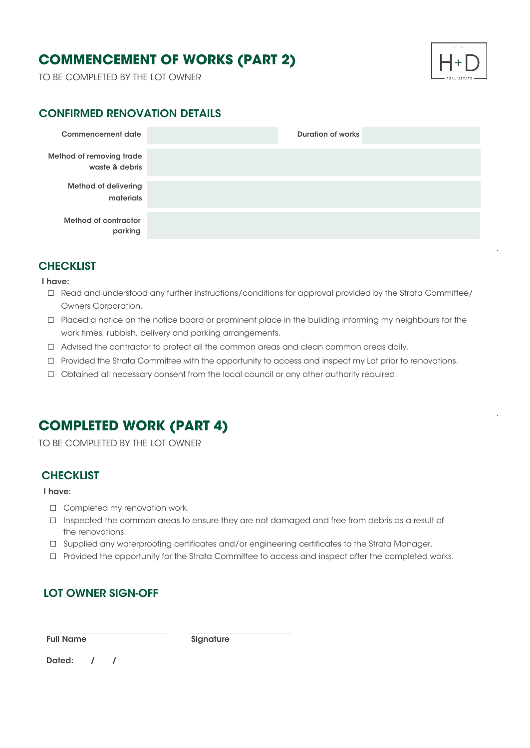# COMMENCEMENT OF WORKS (PART 2)

TO BE COMPLETED BY THE LOT OWNER

## CONFIRMED RENOVATION DETAILS

| | | | |
|---|---|---|---|
| Commencement date | | Duration of works | |
| Method of removing trade waste & debris | | | |
| Method of delivering materials | | | |
| Method of contractor parking | | | |

## CHECKLIST

**I have:**

- ☐ Read and understood any further instructions/conditions for approval provided by the Strata Committee/ Owners Corporation.
- ☐ Placed a notice on the notice board or prominent place in the building informing my neighbours for the work times, rubbish, delivery and parking arrangements.
- ☐ Advised the contractor to protect all the common areas and clean common areas daily.
- ☐ Provided the Strata Committee with the opportunity to access and inspect my Lot prior to renovations.
- ☐ Obtained all necessary consent from the local council or any other authority required.

# COMPLETED WORK (PART 4)

TO BE COMPLETED BY THE LOT OWNER

## CHECKLIST

**I have:**

- ☐ Completed my renovation work.
- ☐ Inspected the common areas to ensure they are not damaged and free from debris as a result of the renovations.
- ☐ Supplied any waterproofing certificates and/or engineering certificates to the Strata Manager.
- ☐ Provided the opportunity for the Strata Committee to access and inspect after the completed works.

## LOT OWNER SIGN-OFF

______________________ ______________________

**Full Name** **Signature**

**Dated:** / /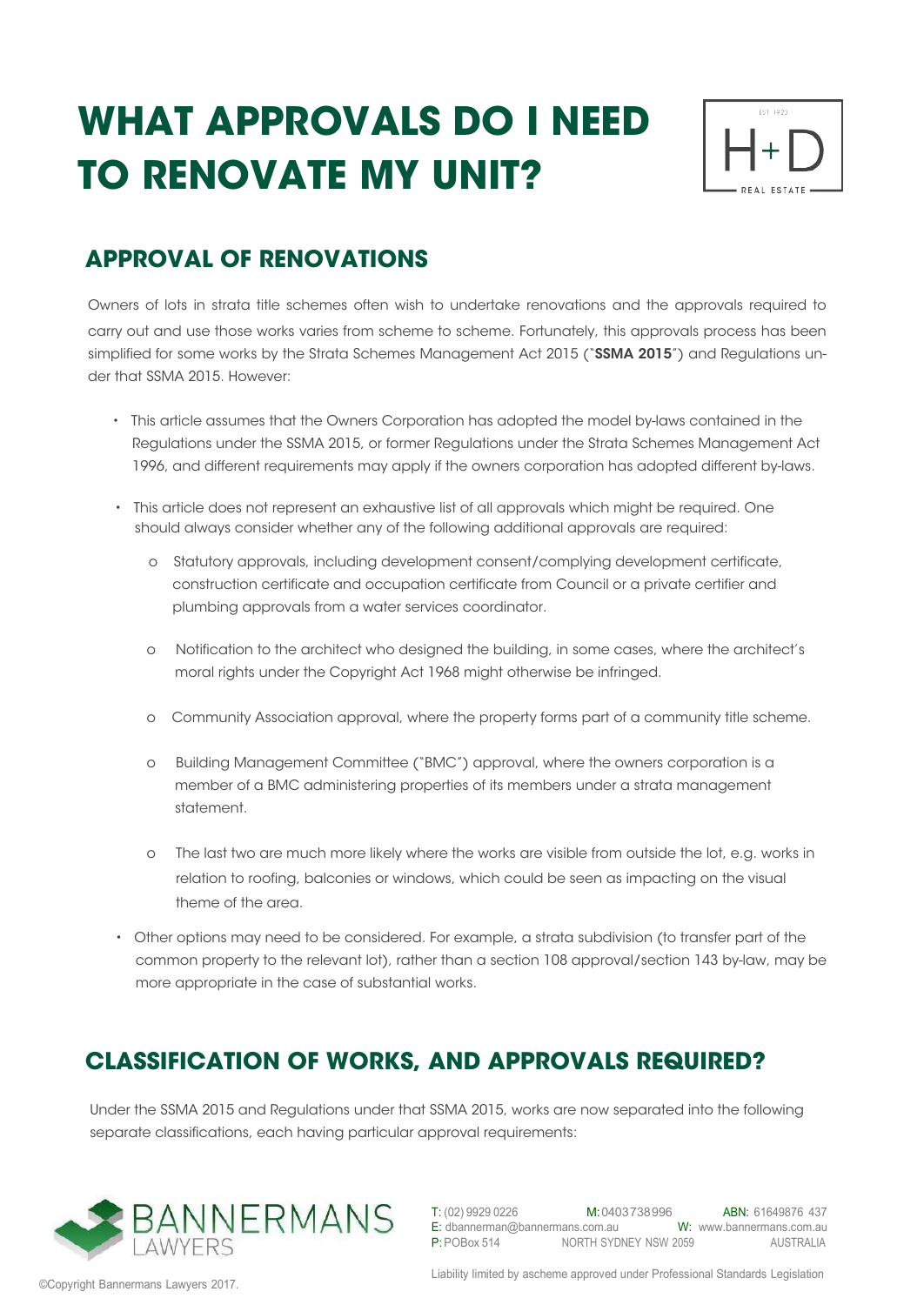# WHAT APPROVALS DO I NEED TO RENOVATE MY UNIT?

## APPROVAL OF RENOVATIONS

Owners of lots in strata title schemes often wish to undertake renovations and the approvals required to carry out and use those works varies from scheme to scheme. Fortunately, this approvals process has been simplified for some works by the Strata Schemes Management Act 2015 ("**SSMA 2015**") and Regulations under that SSMA 2015. However:

- This article assumes that the Owners Corporation has adopted the model by-laws contained in the Regulations under the SSMA 2015, or former Regulations under the Strata Schemes Management Act 1996, and different requirements may apply if the owners corporation has adopted different by-laws.
- This article does not represent an exhaustive list of all approvals which might be required. One should always consider whether any of the following additional approvals are required:
  - Statutory approvals, including development consent/complying development certificate, construction certificate and occupation certificate from Council or a private certifier and plumbing approvals from a water services coordinator.
  - Notification to the architect who designed the building, in some cases, where the architect's moral rights under the Copyright Act 1968 might otherwise be infringed.
  - Community Association approval, where the property forms part of a community title scheme.
  - Building Management Committee ("BMC") approval, where the owners corporation is a member of a BMC administering properties of its members under a strata management statement.
  - The last two are much more likely where the works are visible from outside the lot, e.g. works in relation to roofing, balconies or windows, which could be seen as impacting on the visual theme of the area.
- Other options may need to be considered. For example, a strata subdivision (to transfer part of the common property to the relevant lot), rather than a section 108 approval/section 143 by-law, may be more appropriate in the case of substantial works.

## CLASSIFICATION OF WORKS, AND APPROVALS REQUIRED?

Under the SSMA 2015 and Regulations under that SSMA 2015, works are now separated into the following separate classifications, each having particular approval requirements: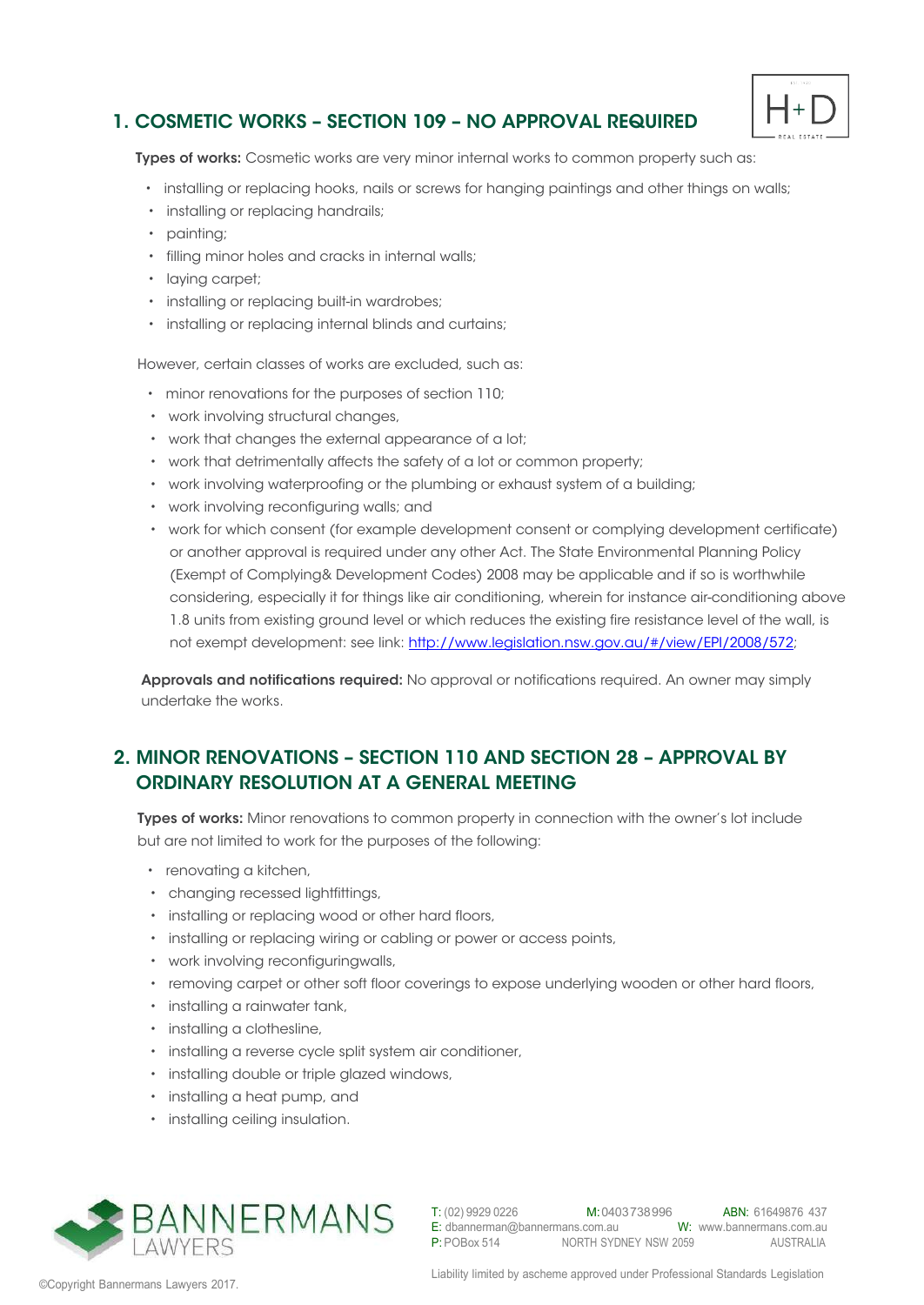## 1. COSMETIC WORKS – SECTION 109 – NO APPROVAL REQUIRED

**Types of works:** Cosmetic works are very minor internal works to common property such as:

- installing or replacing hooks, nails or screws for hanging paintings and other things on walls;
- installing or replacing handrails;
- painting;
- filling minor holes and cracks in internal walls;
- laying carpet;
- installing or replacing built-in wardrobes;
- installing or replacing internal blinds and curtains;

However, certain classes of works are excluded, such as:

- minor renovations for the purposes of section 110;
- work involving structural changes,
- work that changes the external appearance of a lot;
- work that detrimentally affects the safety of a lot or common property;
- work involving waterproofing or the plumbing or exhaust system of a building;
- work involving reconfiguring walls; and
- work for which consent (for example development consent or complying development certificate) or another approval is required under any other Act. The State Environmental Planning Policy (Exempt of Complying& Development Codes) 2008 may be applicable and if so is worthwhile considering, especially it for things like air conditioning, wherein for instance air-conditioning above 1.8 units from existing ground level or which reduces the existing fire resistance level of the wall, is not exempt development: see link: http://www.legislation.nsw.gov.au/#/view/EPI/2008/572;

**Approvals and notifications required:** No approval or notifications required. An owner may simply undertake the works.

## 2. MINOR RENOVATIONS – SECTION 110 AND SECTION 28 – APPROVAL BY ORDINARY RESOLUTION AT A GENERAL MEETING

**Types of works:** Minor renovations to common property in connection with the owner's lot include but are not limited to work for the purposes of the following:

- renovating a kitchen,
- changing recessed lightfittings,
- installing or replacing wood or other hard floors,
- installing or replacing wiring or cabling or power or access points,
- work involving reconfiguringwalls,
- removing carpet or other soft floor coverings to expose underlying wooden or other hard floors,
- installing a rainwater tank,
- installing a clothesline,
- installing a reverse cycle split system air conditioner,
- installing double or triple glazed windows,
- installing a heat pump, and
- installing ceiling insulation.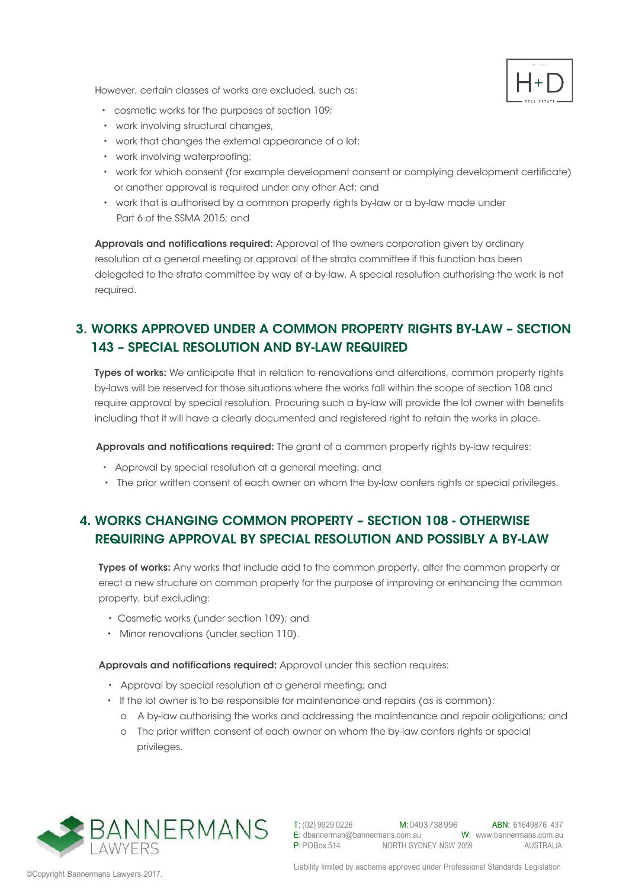However, certain classes of works are excluded, such as:

- cosmetic works for the purposes of section 109;
- work involving structural changes,
- work that changes the external appearance of a lot;
- work involving waterproofing;
- work for which consent (for example development consent or complying development certificate) or another approval is required under any other Act; and
- work that is authorised by a common property rights by-law or a by-law made under Part 6 of the SSMA 2015; and

**Approvals and notifications required:** Approval of the owners corporation given by ordinary resolution at a general meeting or approval of the strata committee if this function has been delegated to the strata committee by way of a by-law. A special resolution authorising the work is not required.

## 3. WORKS APPROVED UNDER A COMMON PROPERTY RIGHTS BY-LAW – SECTION 143 – SPECIAL RESOLUTION AND BY-LAW REQUIRED

**Types of works:** We anticipate that in relation to renovations and alterations, common property rights by-laws will be reserved for those situations where the works fall within the scope of section 108 and require approval by special resolution. Procuring such a by-law will provide the lot owner with benefits including that it will have a clearly documented and registered right to retain the works in place.

**Approvals and notifications required:** The grant of a common property rights by-law requires:

- Approval by special resolution at a general meeting; and
- The prior written consent of each owner on whom the by-law confers rights or special privileges.

## 4. WORKS CHANGING COMMON PROPERTY – SECTION 108 - OTHERWISE REQUIRING APPROVAL BY SPECIAL RESOLUTION AND POSSIBLY A BY-LAW

**Types of works:** Any works that include add to the common property, alter the common property or erect a new structure on common property for the purpose of improving or enhancing the common property, but excluding:

- Cosmetic works (under section 109); and
- Minor renovations (under section 110).

**Approvals and notifications required:** Approval under this section requires:

- Approval by special resolution at a general meeting; and
- If the lot owner is to be responsible for maintenance and repairs (as is common):
  - A by-law authorising the works and addressing the maintenance and repair obligations; and
  - The prior written consent of each owner on whom the by-law confers rights or special privileges.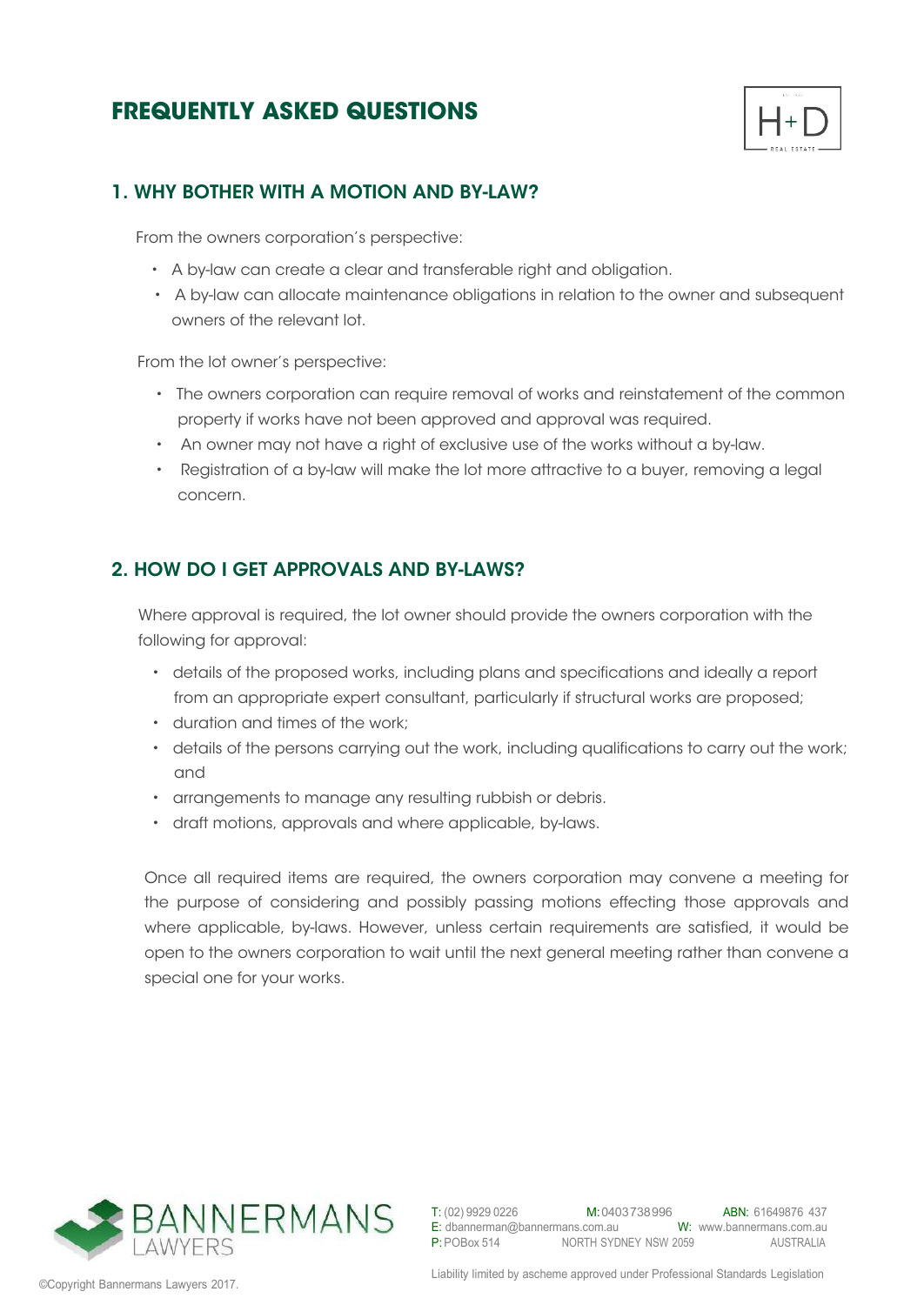# FREQUENTLY ASKED QUESTIONS

## 1. WHY BOTHER WITH A MOTION AND BY-LAW?

From the owners corporation's perspective:

- A by-law can create a clear and transferable right and obligation.
- A by-law can allocate maintenance obligations in relation to the owner and subsequent owners of the relevant lot.

From the lot owner's perspective:

- The owners corporation can require removal of works and reinstatement of the common property if works have not been approved and approval was required.
- An owner may not have a right of exclusive use of the works without a by-law.
- Registration of a by-law will make the lot more attractive to a buyer, removing a legal concern.

## 2. HOW DO I GET APPROVALS AND BY-LAWS?

Where approval is required, the lot owner should provide the owners corporation with the following for approval:

- details of the proposed works, including plans and specifications and ideally a report from an appropriate expert consultant, particularly if structural works are proposed;
- duration and times of the work;
- details of the persons carrying out the work, including qualifications to carry out the work; and
- arrangements to manage any resulting rubbish or debris.
- draft motions, approvals and where applicable, by-laws.

Once all required items are required, the owners corporation may convene a meeting for the purpose of considering and possibly passing motions effecting those approvals and where applicable, by-laws. However, unless certain requirements are satisfied, it would be open to the owners corporation to wait until the next general meeting rather than convene a special one for your works.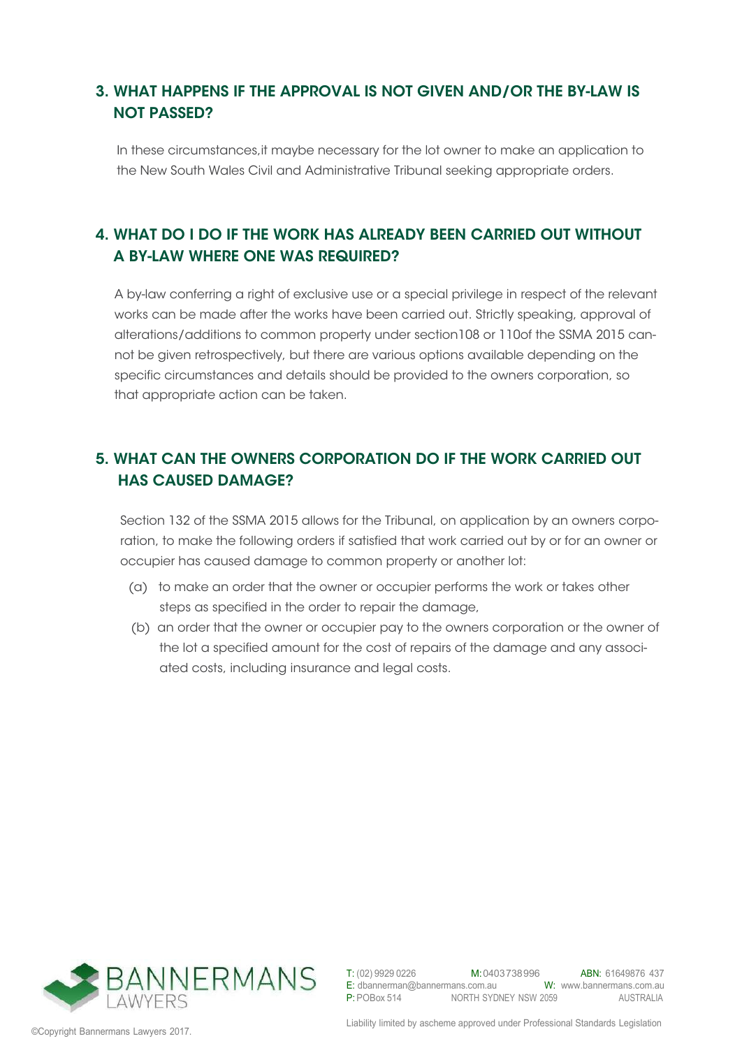## 3. WHAT HAPPENS IF THE APPROVAL IS NOT GIVEN AND/OR THE BY-LAW IS NOT PASSED?

In these circumstances,it maybe necessary for the lot owner to make an application to the New South Wales Civil and Administrative Tribunal seeking appropriate orders.

## 4. WHAT DO I DO IF THE WORK HAS ALREADY BEEN CARRIED OUT WITHOUT A BY-LAW WHERE ONE WAS REQUIRED?

A by-law conferring a right of exclusive use or a special privilege in respect of the relevant works can be made after the works have been carried out. Strictly speaking, approval of alterations/additions to common property under section108 or 110of the SSMA 2015 cannot be given retrospectively, but there are various options available depending on the specific circumstances and details should be provided to the owners corporation, so that appropriate action can be taken.

## 5. WHAT CAN THE OWNERS CORPORATION DO IF THE WORK CARRIED OUT HAS CAUSED DAMAGE?

Section 132 of the SSMA 2015 allows for the Tribunal, on application by an owners corporation, to make the following orders if satisfied that work carried out by or for an owner or occupier has caused damage to common property or another lot:

(a) to make an order that the owner or occupier performs the work or takes other steps as specified in the order to repair the damage,

(b) an order that the owner or occupier pay to the owners corporation or the owner of the lot a specified amount for the cost of repairs of the damage and any associated costs, including insurance and legal costs.

BANNERMANS LAWYERS

T: (02) 9929 0226 M: 0403 738 996 ABN: 61649876 437
E: dbannerman@bannermans.com.au W: www.bannermans.com.au
P: POBox 514 NORTH SYDNEY NSW 2059 AUSTRALIA

©Copyright Bannermans Lawyers 2017.

Liability limited by ascheme approved under Professional Standards Legislation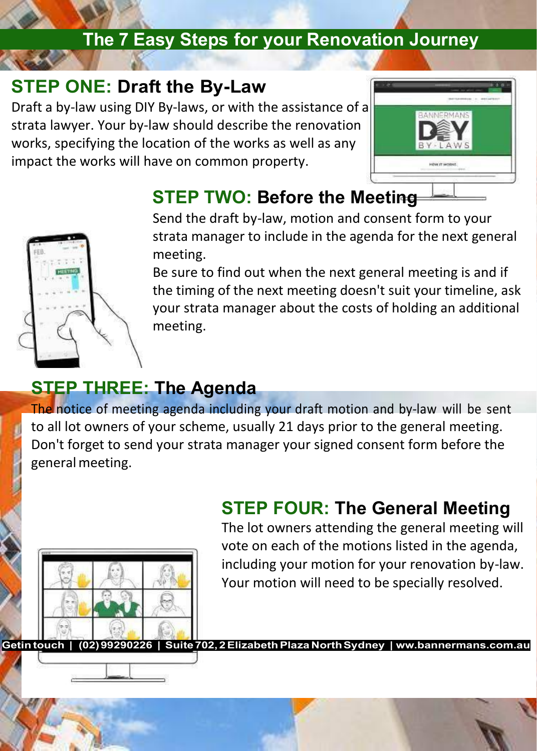# The 7 Easy Steps for your Renovation Journey

## STEP ONE: Draft the By-Law

Draft a by-law using DIY By-laws, or with the assistance of a strata lawyer. Your by-law should describe the renovation works, specifying the location of the works as well as any impact the works will have on common property.

## STEP TWO: Before the Meeting

Send the draft by-law, motion and consent form to your strata manager to include in the agenda for the next general meeting.

Be sure to find out when the next general meeting is and if the timing of the next meeting doesn't suit your timeline, ask your strata manager about the costs of holding an additional meeting.

## STEP THREE: The Agenda

The notice of meeting agenda including your draft motion and by-law will be sent to all lot owners of your scheme, usually 21 days prior to the general meeting. Don't forget to send your strata manager your signed consent form before the general meeting.

## STEP FOUR: The General Meeting

The lot owners attending the general meeting will vote on each of the motions listed in the agenda, including your motion for your renovation by-law. Your motion will need to be specially resolved.

**Get in touch | (02) 99290226 | Suite 702, 2 Elizabeth Plaza North Sydney | ww.bannermans.com.au**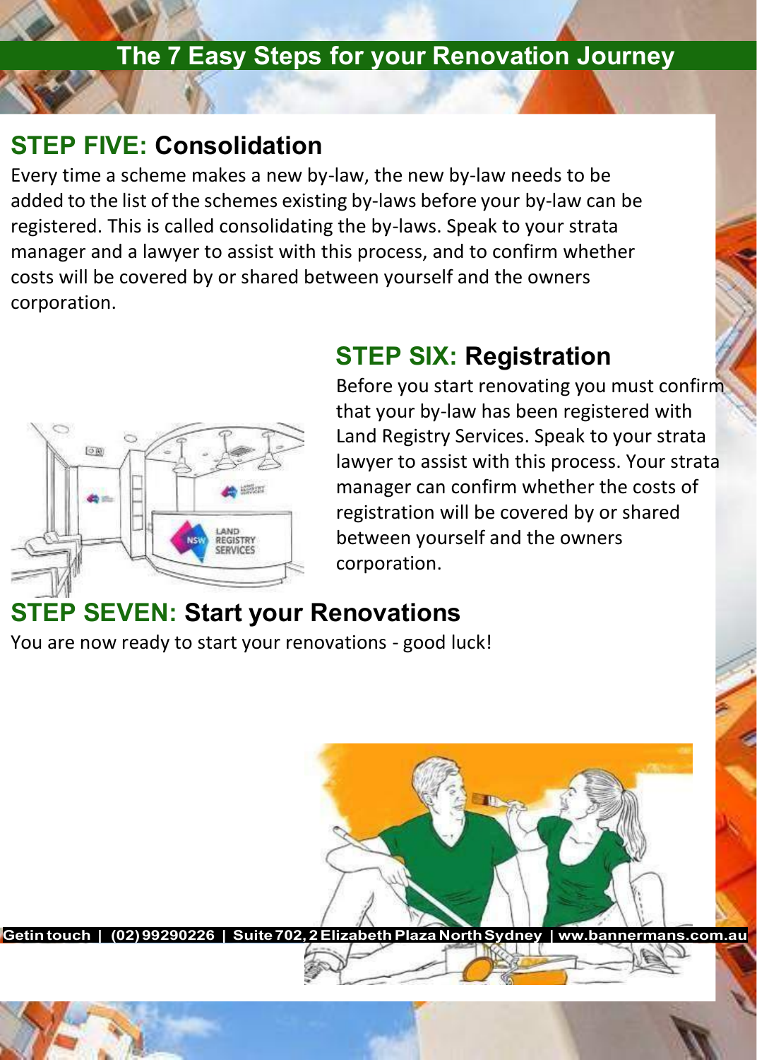# The 7 Easy Steps for your Renovation Journey

## STEP FIVE: Consolidation

Every time a scheme makes a new by-law, the new by-law needs to be added to the list of the schemes existing by-laws before your by-law can be registered. This is called consolidating the by-laws. Speak to your strata manager and a lawyer to assist with this process, and to confirm whether costs will be covered by or shared between yourself and the owners corporation.

## STEP SIX: Registration

Before you start renovating you must confirm that your by-law has been registered with Land Registry Services. Speak to your strata lawyer to assist with this process. Your strata manager can confirm whether the costs of registration will be covered by or shared between yourself and the owners corporation.

## STEP SEVEN: Start your Renovations

You are now ready to start your renovations - good luck!

Get in touch | (02) 99290226 | Suite 702, 2 Elizabeth Plaza North Sydney | ww.bannermans.com.au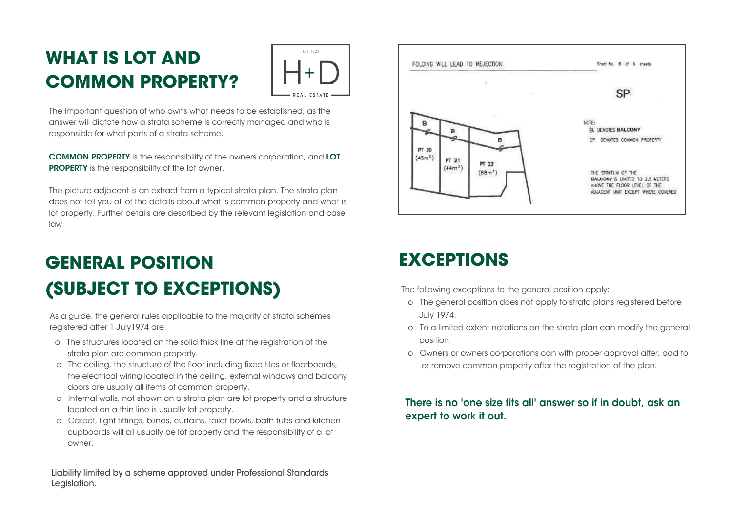# WHAT IS LOT AND COMMON PROPERTY?

The important question of who owns what needs to be established, as the answer will dictate how a strata scheme is correctly managed and who is responsible for what parts of a strata scheme.

**COMMON PROPERTY** is the responsibility of the owners corporation, and **LOT PROPERTY** is the responsibility of the lot owner.

The picture adjacent is an extract from a typical strata plan. The strata plan does not tell you all of the details about what is common property and what is lot property. Further details are described by the relevant legislation and case law.

FOLDING WILL LEAD TO REJECTION

Sheet No. 8 of 9 sheets.

SP

B

B

B

PT 20 ($45m^2$)

PT 21 ($44m^2$)

PT 22 ($68m^2$)

NOTE:
B DENOTES BALCONY
CP DENOTES COMMON PROPERTY

THE STRATUM OF THE BALCONY IS LIMITED TO 2.5 METERS ABOVE THE FLOOR LEVEL OF THE ADJACENT UNIT EXCEPT WHERE COVERED

# GENERAL POSITION (SUBJECT TO EXCEPTIONS)

As a guide, the general rules applicable to the majority of strata schemes registered after 1 July1974 are:

- The structures located on the solid thick line at the registration of the strata plan are common property.
- The ceiling, the structure of the floor including fixed tiles or floorboards, the electrical wiring located in the ceiling, external windows and balcony doors are usually all items of common property.
- Internal walls, not shown on a strata plan are lot property and a structure located on a thin line is usually lot property.
- Carpet, light fittings, blinds, curtains, toilet bowls, bath tubs and kitchen cupboards will all usually be lot property and the responsibility of a lot owner.

# EXCEPTIONS

The following exceptions to the general position apply:

- The general position does not apply to strata plans registered before July 1974.
- To a limited extent notations on the strata plan can modify the general position.
- Owners or owners corporations can with proper approval alter, add to or remove common property after the registration of the plan.

**There is no 'one size fits all' answer so if in doubt, ask an expert to work it out.**

Liability limited by a scheme approved under Professional Standards Legislation.